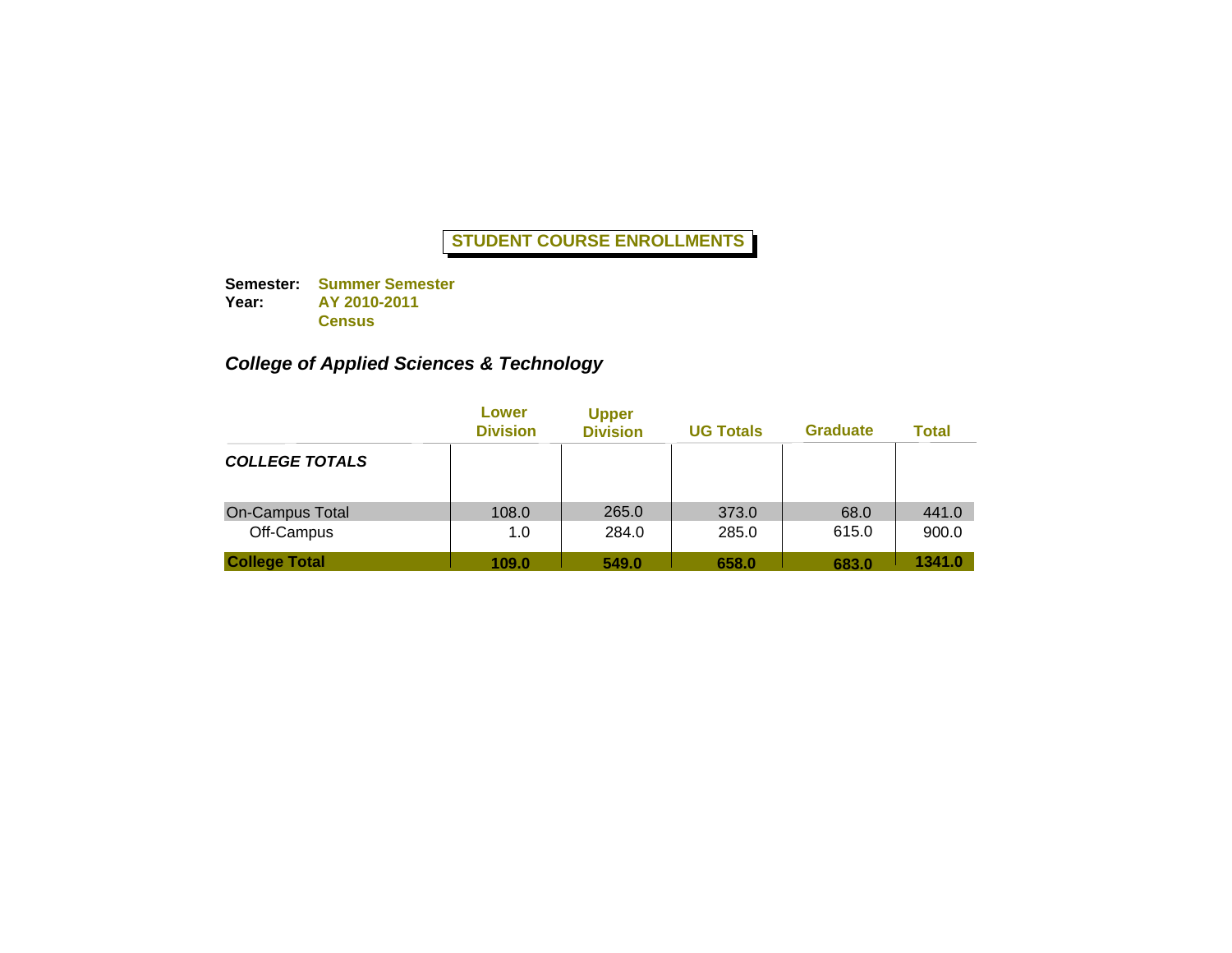# STUDENT COURSE ENROLLMENTS

**Semester:** **Summer Semester**
**Year:** **AY 2010-2011**
**Census**

## *College of Applied Sciences & Technology*

| | Lower Division | Upper Division | UG Totals | Graduate | Total |
|---|---|---|---|---|---|
| ***COLLEGE TOTALS*** | | | | | |
| On-Campus Total | 108.0 | 265.0 | 373.0 | 68.0 | 441.0 |
| Off-Campus | 1.0 | 284.0 | 285.0 | 615.0 | 900.0 |
| **College Total** | **109.0** | **549.0** | **658.0** | **683.0** | **1341.0** |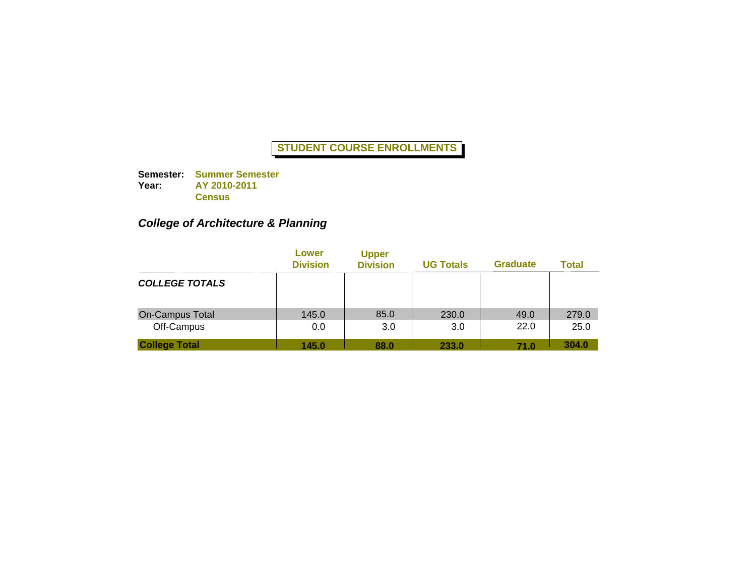# STUDENT COURSE ENROLLMENTS

**Semester:** **Summer Semester**
**Year:** **AY 2010-2011**
**Census**

## *College of Architecture & Planning*

| | Lower Division | Upper Division | UG Totals | Graduate | Total |
|---|---|---|---|---|---|
| ***COLLEGE TOTALS*** | | | | | |
| On-Campus Total | 145.0 | 85.0 | 230.0 | 49.0 | 279.0 |
| Off-Campus | 0.0 | 3.0 | 3.0 | 22.0 | 25.0 |
| **College Total** | **145.0** | **88.0** | **233.0** | **71.0** | **304.0** |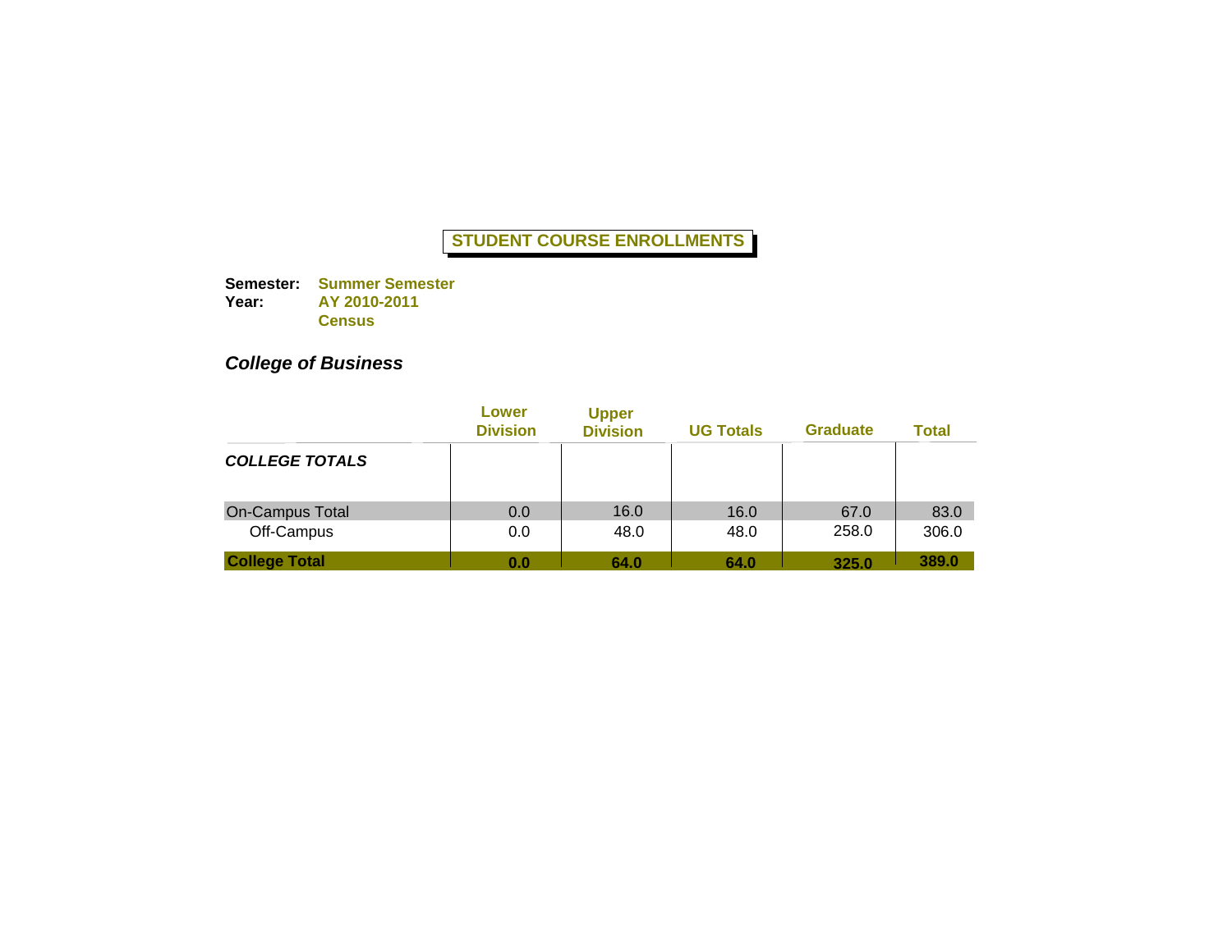**STUDENT COURSE ENROLLMENTS**

**Semester:** **Summer Semester**
**Year:** **AY 2010-2011**
**Census**

### *College of Business*

| | Lower Division | Upper Division | UG Totals | Graduate | Total |
|---|---|---|---|---|---|
| ***COLLEGE TOTALS*** | | | | | |
| On-Campus Total | 0.0 | 16.0 | 16.0 | 67.0 | 83.0 |
| Off-Campus | 0.0 | 48.0 | 48.0 | 258.0 | 306.0 |
| **College Total** | **0.0** | **64.0** | **64.0** | **325.0** | **389.0** |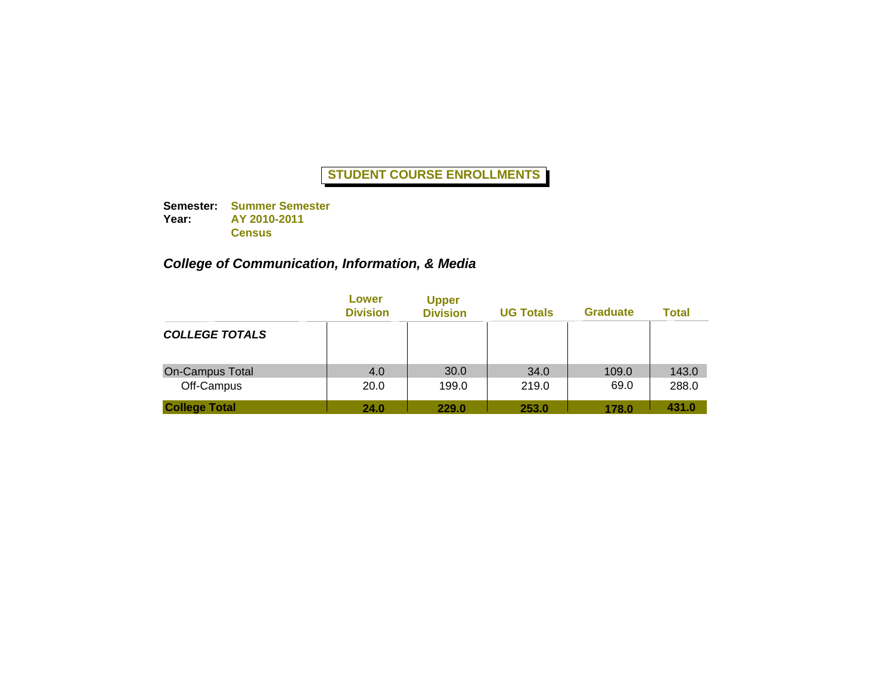# STUDENT COURSE ENROLLMENTS

**Semester:** **Summer Semester**
**Year:** **AY 2010-2011**
**Census**

## *College of Communication, Information, & Media*

| | Lower Division | Upper Division | UG Totals | Graduate | Total |
|---|---|---|---|---|---|
| ***COLLEGE TOTALS*** | | | | | |
| On-Campus Total | 4.0 | 30.0 | 34.0 | 109.0 | 143.0 |
| Off-Campus | 20.0 | 199.0 | 219.0 | 69.0 | 288.0 |
| **College Total** | **24.0** | **229.0** | **253.0** | **178.0** | **431.0** |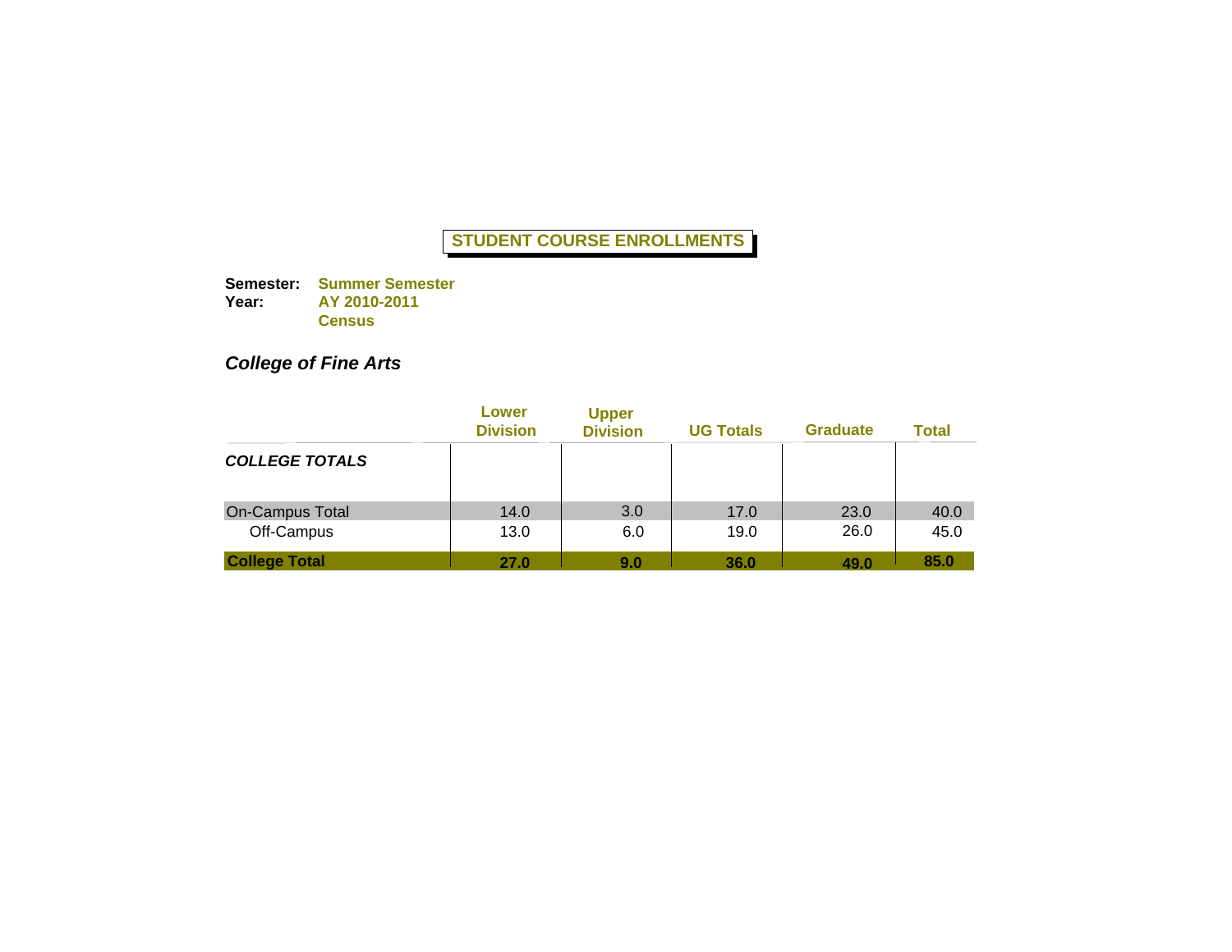# STUDENT COURSE ENROLLMENTS

**Semester:** **Summer Semester**
**Year:** **AY 2010-2011**
**Census**

## *College of Fine Arts*

| | Lower Division | Upper Division | UG Totals | Graduate | Total |
|---|---|---|---|---|---|
| ***COLLEGE TOTALS*** | | | | | |
| On-Campus Total | 14.0 | 3.0 | 17.0 | 23.0 | 40.0 |
| Off-Campus | 13.0 | 6.0 | 19.0 | 26.0 | 45.0 |
| **College Total** | **27.0** | **9.0** | **36.0** | **49.0** | **85.0** |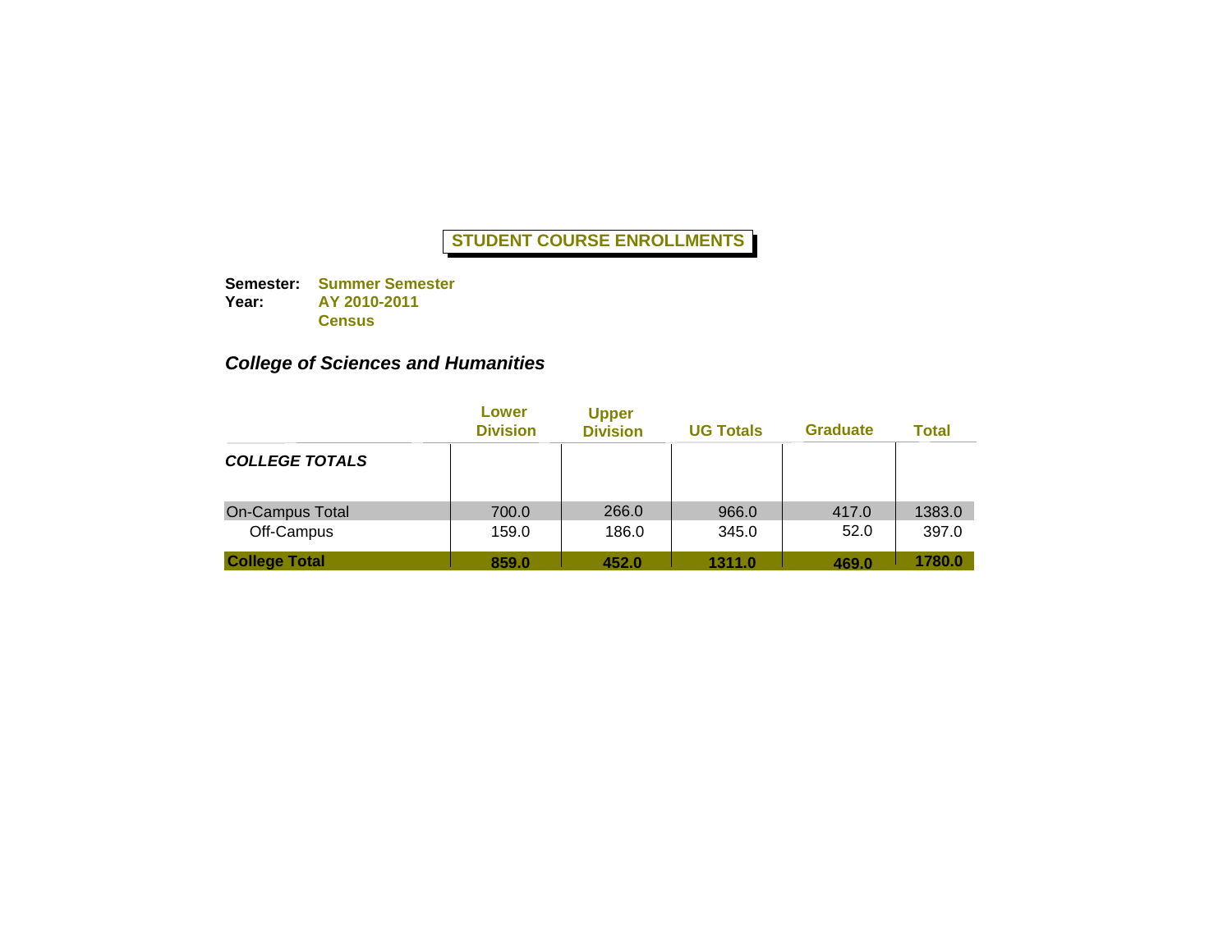# STUDENT COURSE ENROLLMENTS

**Semester:** **Summer Semester**
**Year:** **AY 2010-2011**
**Census**

## *College of Sciences and Humanities*

| | Lower Division | Upper Division | UG Totals | Graduate | Total |
|---|---|---|---|---|---|
| ***COLLEGE TOTALS*** | | | | | |
| On-Campus Total | 700.0 | 266.0 | 966.0 | 417.0 | 1383.0 |
| Off-Campus | 159.0 | 186.0 | 345.0 | 52.0 | 397.0 |
| **College Total** | **859.0** | **452.0** | **1311.0** | **469.0** | **1780.0** |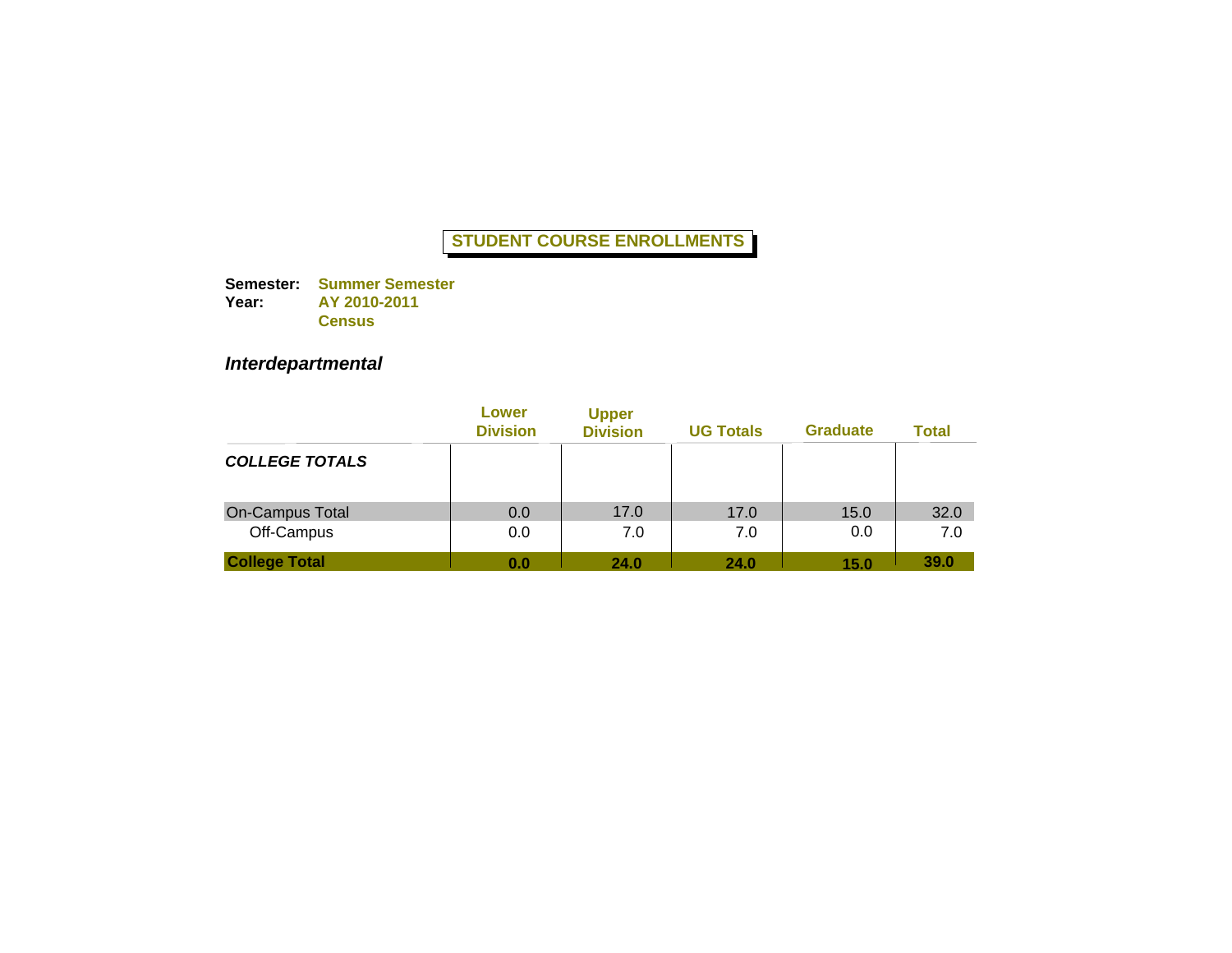# STUDENT COURSE ENROLLMENTS

**Semester:** **Summer Semester**
**Year:** **AY 2010-2011**
**Census**

## *Interdepartmental*

| | Lower Division | Upper Division | UG Totals | Graduate | Total |
|---|---|---|---|---|---|
| ***COLLEGE TOTALS*** | | | | | |
| On-Campus Total | 0.0 | 17.0 | 17.0 | 15.0 | 32.0 |
| Off-Campus | 0.0 | 7.0 | 7.0 | 0.0 | 7.0 |
| **College Total** | **0.0** | **24.0** | **24.0** | **15.0** | **39.0** |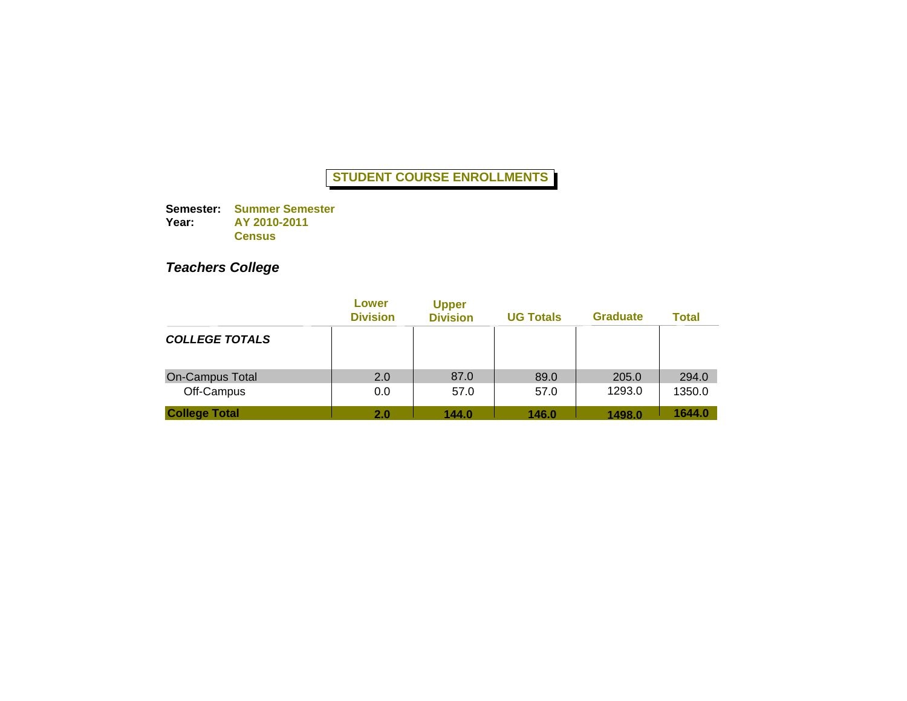**STUDENT COURSE ENROLLMENTS**

**Semester:** **Summer Semester**
**Year:** **AY 2010-2011**
**Census**

### *Teachers College*

| | Lower Division | Upper Division | UG Totals | Graduate | Total |
|---|---|---|---|---|---|
| ***COLLEGE TOTALS*** | | | | | |
| On-Campus Total | 2.0 | 87.0 | 89.0 | 205.0 | 294.0 |
| Off-Campus | 0.0 | 57.0 | 57.0 | 1293.0 | 1350.0 |
| **College Total** | **2.0** | **144.0** | **146.0** | **1498.0** | **1644.0** |